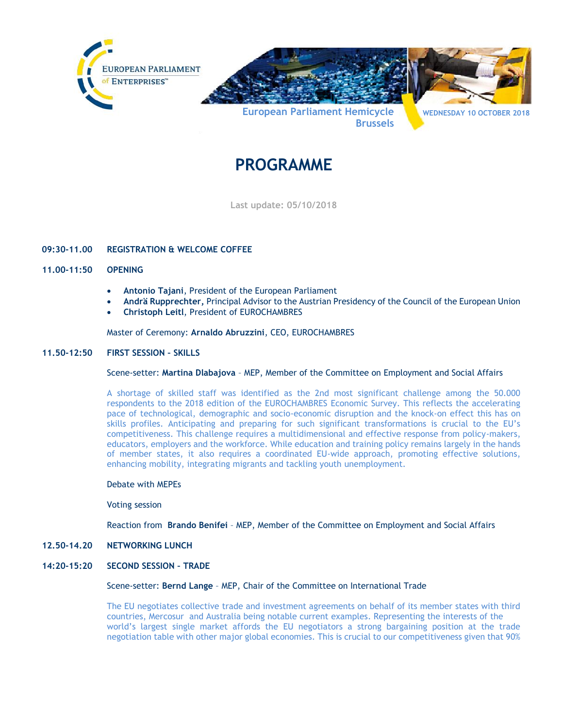EUROPEAN PARLIAMENT of ENTERPRISES™

European Parliament Hemicycle
Brussels

WEDNESDAY 10 OCTOBER 2018

# PROGRAMME

Last update: 05/10/2018

**09:30-11.00 REGISTRATION & WELCOME COFFEE**

**11.00-11:50 OPENING**

- **Antonio Tajani**, President of the European Parliament
- **Andrä Rupprechter,** Principal Advisor to the Austrian Presidency of the Council of the European Union
- **Christoph Leitl**, President of EUROCHAMBRES

Master of Ceremony: **Arnaldo Abruzzini**, CEO, EUROCHAMBRES

**11.50-12:50 FIRST SESSION - SKILLS**

Scene-setter: **Martina Dlabajova** – MEP, Member of the Committee on Employment and Social Affairs

A shortage of skilled staff was identified as the 2nd most significant challenge among the 50.000 respondents to the 2018 edition of the EUROCHAMBRES Economic Survey. This reflects the accelerating pace of technological, demographic and socio-economic disruption and the knock-on effect this has on skills profiles. Anticipating and preparing for such significant transformations is crucial to the EU's competitiveness. This challenge requires a multidimensional and effective response from policy-makers, educators, employers and the workforce. While education and training policy remains largely in the hands of member states, it also requires a coordinated EU-wide approach, promoting effective solutions, enhancing mobility, integrating migrants and tackling youth unemployment.

Debate with MEPEs

Voting session

Reaction from **Brando Benifei** – MEP, Member of the Committee on Employment and Social Affairs

**12.50-14.20 NETWORKING LUNCH**

**14:20-15:20 SECOND SESSION – TRADE**

Scene-setter: **Bernd Lange** – MEP, Chair of the Committee on International Trade

The EU negotiates collective trade and investment agreements on behalf of its member states with third countries, Mercosur and Australia being notable current examples. Representing the interests of the world's largest single market affords the EU negotiators a strong bargaining position at the trade negotiation table with other major global economies. This is crucial to our competitiveness given that 90%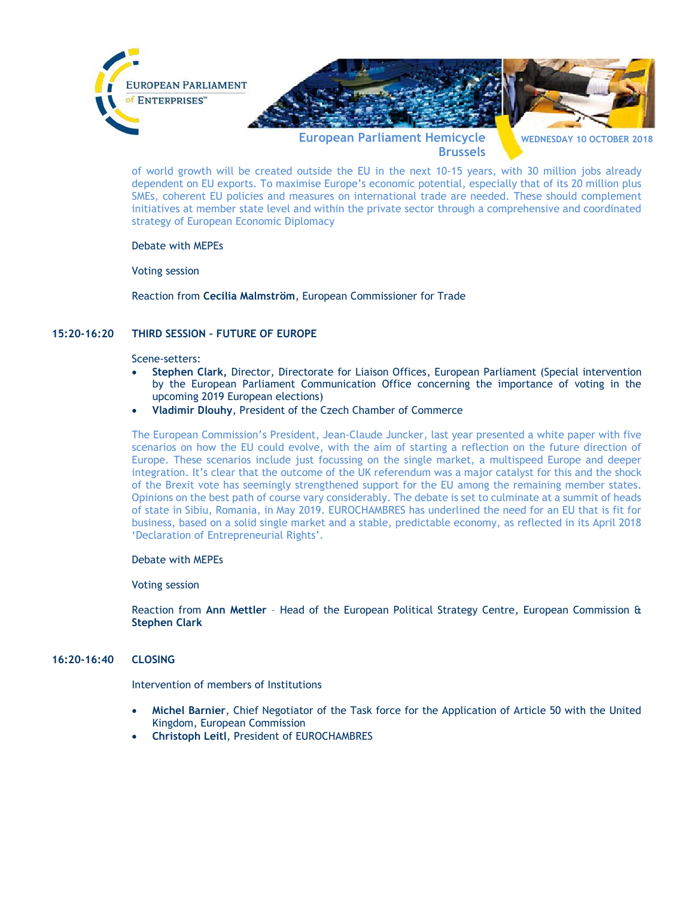of world growth will be created outside the EU in the next 10-15 years, with 30 million jobs already dependent on EU exports. To maximise Europe's economic potential, especially that of its 20 million plus SMEs, coherent EU policies and measures on international trade are needed. These should complement initiatives at member state level and within the private sector through a comprehensive and coordinated strategy of European Economic Diplomacy

Debate with MEPEs

Voting session

Reaction from **Cecilia Malmström**, European Commissioner for Trade

**15:20-16:20 THIRD SESSION – FUTURE OF EUROPE**

Scene-setters:

- **Stephen Clark,** Director, Directorate for Liaison Offices, European Parliament (Special intervention by the European Parliament Communication Office concerning the importance of voting in the upcoming 2019 European elections)
- **Vladimir Dlouhy**, President of the Czech Chamber of Commerce

The European Commission's President, Jean-Claude Juncker, last year presented a white paper with five scenarios on how the EU could evolve, with the aim of starting a reflection on the future direction of Europe. These scenarios include just focussing on the single market, a multispeed Europe and deeper integration. It's clear that the outcome of the UK referendum was a major catalyst for this and the shock of the Brexit vote has seemingly strengthened support for the EU among the remaining member states. Opinions on the best path of course vary considerably. The debate is set to culminate at a summit of heads of state in Sibiu, Romania, in May 2019. EUROCHAMBRES has underlined the need for an EU that is fit for business, based on a solid single market and a stable, predictable economy, as reflected in its April 2018 'Declaration of Entrepreneurial Rights'.

Debate with MEPEs

Voting session

Reaction from **Ann Mettler** – Head of the European Political Strategy Centre, European Commission & **Stephen Clark**

**16:20-16:40 CLOSING**

Intervention of members of Institutions

- **Michel Barnier**, Chief Negotiator of the Task force for the Application of Article 50 with the United Kingdom, European Commission
- **Christoph Leitl**, President of EUROCHAMBRES